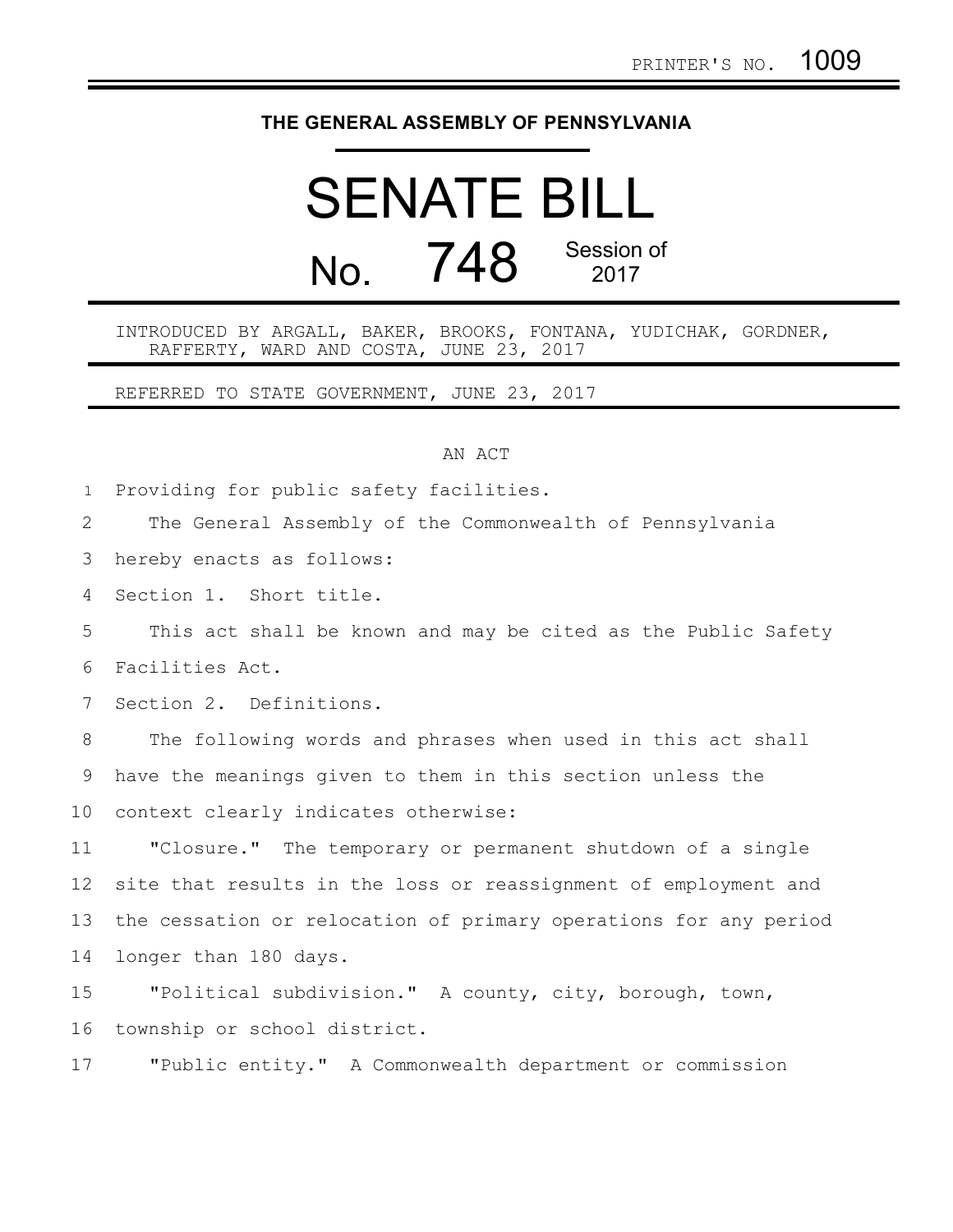PRINTER'S NO. 1009

THE GENERAL ASSEMBLY OF PENNSYLVANIA

# SENATE BILL

# No. 748 Session of 2017

INTRODUCED BY ARGALL, BAKER, BROOKS, FONTANA, YUDICHAK, GORDNER, RAFFERTY, WARD AND COSTA, JUNE 23, 2017

REFERRED TO STATE GOVERNMENT, JUNE 23, 2017

AN ACT

Providing for public safety facilities.

The General Assembly of the Commonwealth of Pennsylvania hereby enacts as follows:

Section 1. Short title.

This act shall be known and may be cited as the Public Safety Facilities Act.

Section 2. Definitions.

The following words and phrases when used in this act shall have the meanings given to them in this section unless the context clearly indicates otherwise:

"Closure." The temporary or permanent shutdown of a single site that results in the loss or reassignment of employment and the cessation or relocation of primary operations for any period longer than 180 days.

"Political subdivision." A county, city, borough, town, township or school district.

"Public entity." A Commonwealth department or commission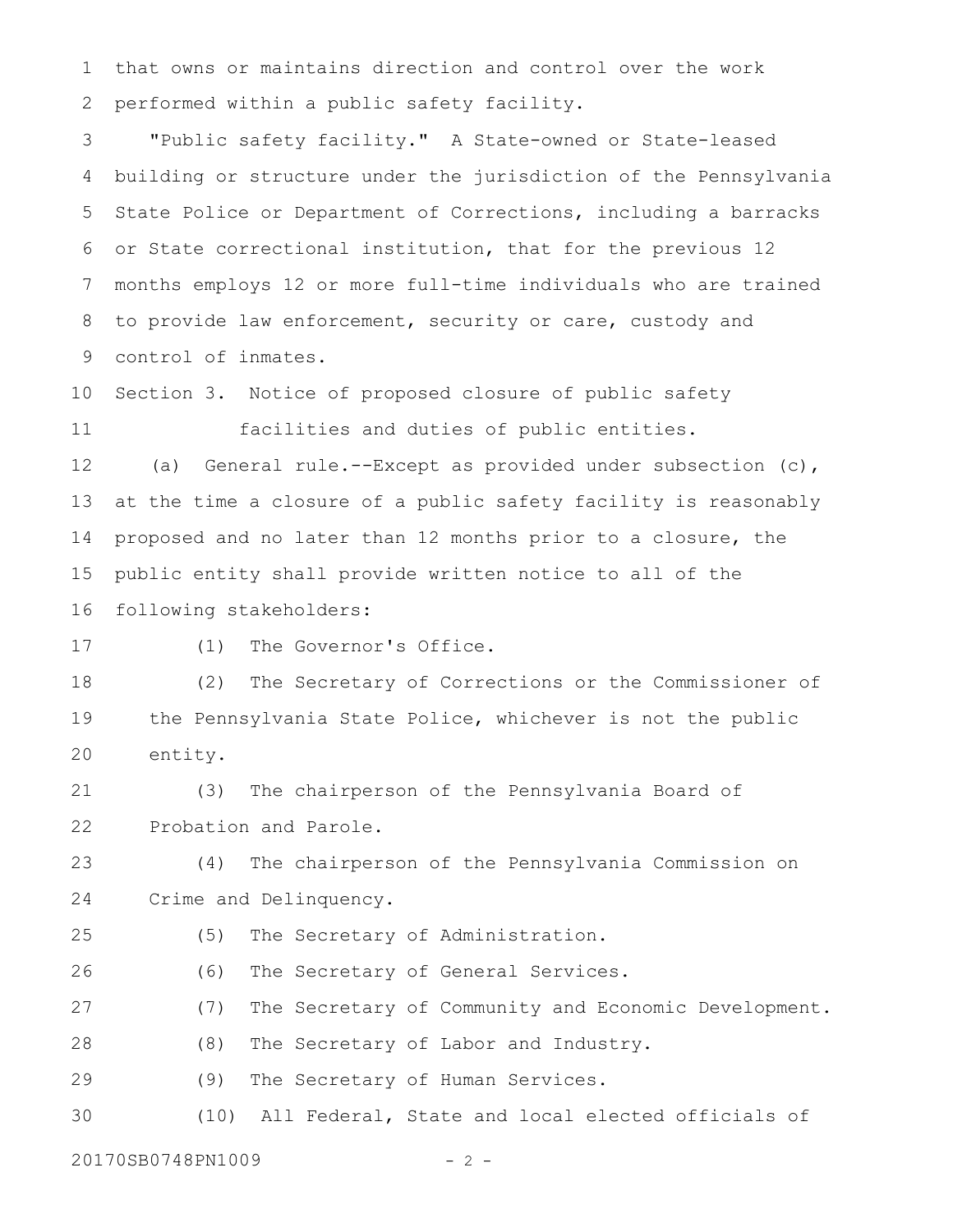that owns or maintains direction and control over the work performed within a public safety facility.

"Public safety facility." A State-owned or State-leased building or structure under the jurisdiction of the Pennsylvania State Police or Department of Corrections, including a barracks or State correctional institution, that for the previous 12 months employs 12 or more full-time individuals who are trained to provide law enforcement, security or care, custody and control of inmates.

Section 3. Notice of proposed closure of public safety facilities and duties of public entities.

(a) General rule.--Except as provided under subsection (c), at the time a closure of a public safety facility is reasonably proposed and no later than 12 months prior to a closure, the public entity shall provide written notice to all of the following stakeholders:

(1) The Governor's Office.

(2) The Secretary of Corrections or the Commissioner of the Pennsylvania State Police, whichever is not the public entity.

(3) The chairperson of the Pennsylvania Board of Probation and Parole.

(4) The chairperson of the Pennsylvania Commission on Crime and Delinquency.

(5) The Secretary of Administration.

(6) The Secretary of General Services.

(7) The Secretary of Community and Economic Development.

(8) The Secretary of Labor and Industry.

(9) The Secretary of Human Services.

(10) All Federal, State and local elected officials of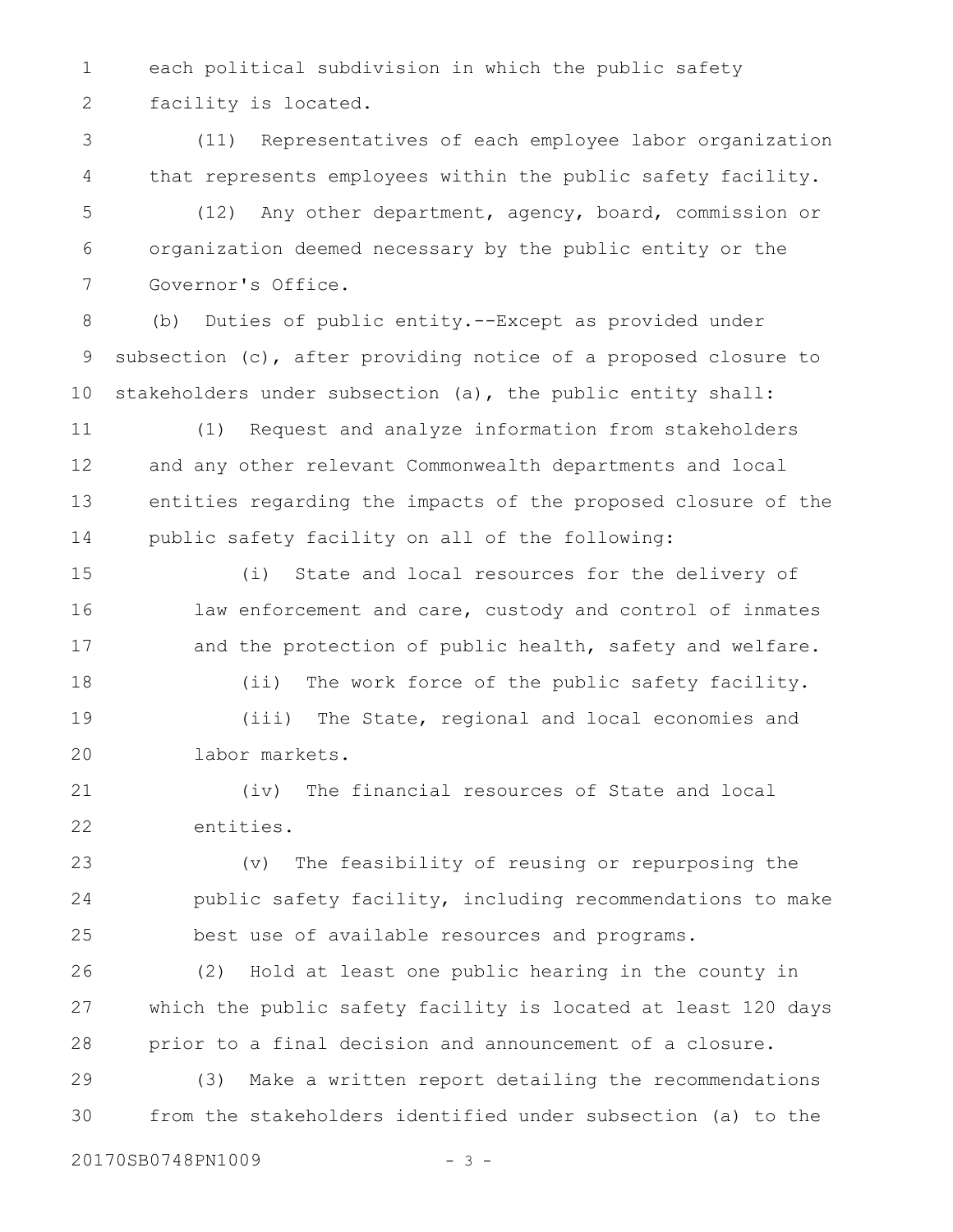each political subdivision in which the public safety facility is located.

(11) Representatives of each employee labor organization that represents employees within the public safety facility.

(12) Any other department, agency, board, commission or organization deemed necessary by the public entity or the Governor's Office.

(b) Duties of public entity.--Except as provided under subsection (c), after providing notice of a proposed closure to stakeholders under subsection (a), the public entity shall:

(1) Request and analyze information from stakeholders and any other relevant Commonwealth departments and local entities regarding the impacts of the proposed closure of the public safety facility on all of the following:

(i) State and local resources for the delivery of law enforcement and care, custody and control of inmates and the protection of public health, safety and welfare.

(ii) The work force of the public safety facility.

(iii) The State, regional and local economies and labor markets.

(iv) The financial resources of State and local entities.

(v) The feasibility of reusing or repurposing the public safety facility, including recommendations to make best use of available resources and programs.

(2) Hold at least one public hearing in the county in which the public safety facility is located at least 120 days prior to a final decision and announcement of a closure.

(3) Make a written report detailing the recommendations from the stakeholders identified under subsection (a) to the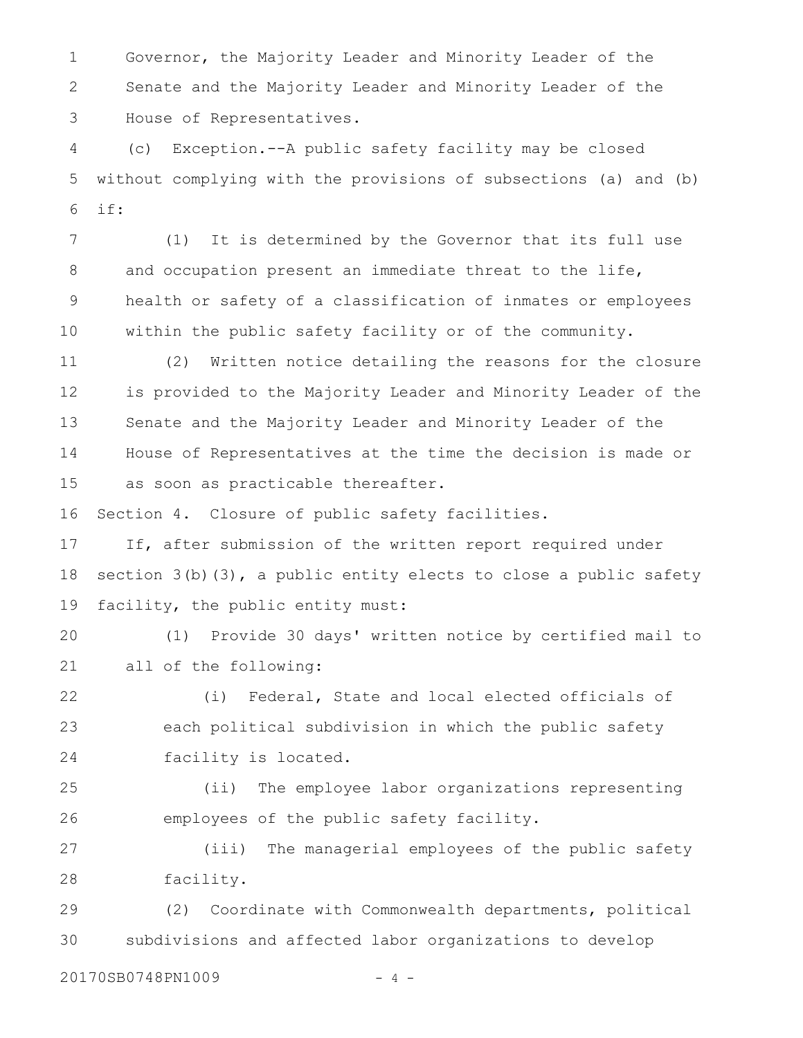Governor, the Majority Leader and Minority Leader of the Senate and the Majority Leader and Minority Leader of the House of Representatives.

(c) Exception.--A public safety facility may be closed without complying with the provisions of subsections (a) and (b) if:

(1) It is determined by the Governor that its full use and occupation present an immediate threat to the life, health or safety of a classification of inmates or employees within the public safety facility or of the community.

(2) Written notice detailing the reasons for the closure is provided to the Majority Leader and Minority Leader of the Senate and the Majority Leader and Minority Leader of the House of Representatives at the time the decision is made or as soon as practicable thereafter.

Section 4. Closure of public safety facilities.

If, after submission of the written report required under section 3(b)(3), a public entity elects to close a public safety facility, the public entity must:

(1) Provide 30 days' written notice by certified mail to all of the following:

(i) Federal, State and local elected officials of each political subdivision in which the public safety facility is located.

(ii) The employee labor organizations representing employees of the public safety facility.

(iii) The managerial employees of the public safety facility.

(2) Coordinate with Commonwealth departments, political subdivisions and affected labor organizations to develop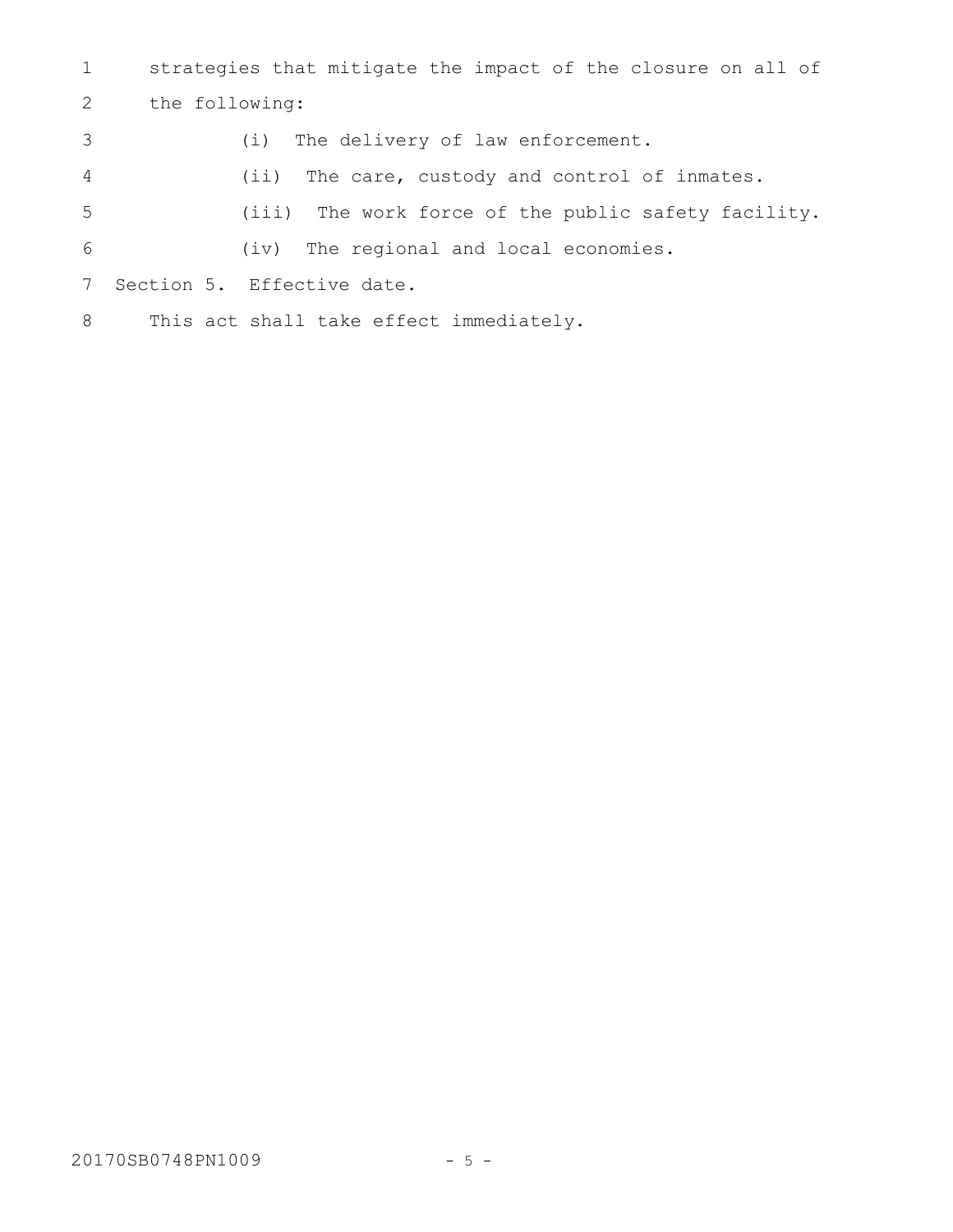strategies that mitigate the impact of the closure on all of the following:

(i) The delivery of law enforcement.

(ii) The care, custody and control of inmates.

(iii) The work force of the public safety facility.

(iv) The regional and local economies.

Section 5. Effective date.

This act shall take effect immediately.